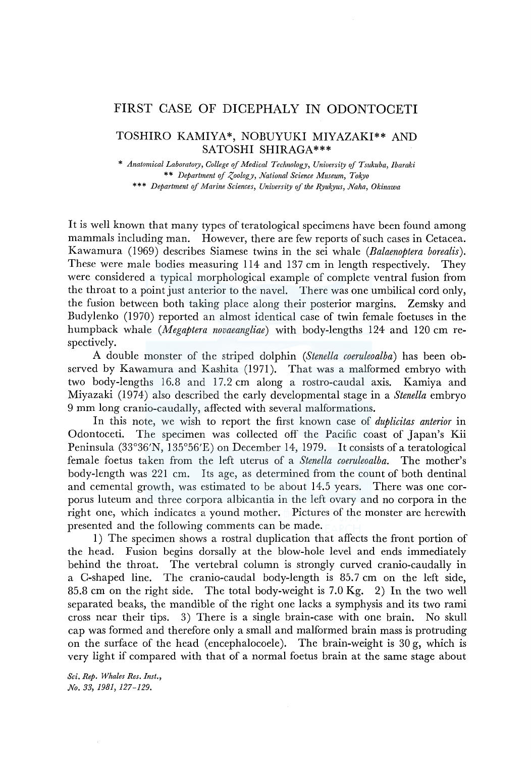# FIRST CASE OF DICEPHALY IN ODONTOCETI

## TOSHIRO KAMIYA*, NOBUYUKI MIYAZAKI** AND SATOSHI SHIRAGA***

\* *Anatomical Laboratory, College of Medical Technology, University of Tsukuba, Ibaraki*

\*\* *Department of Zoology, National Science Museum, Tokyo*

\*\*\* *Department of Marine Sciences, University of the Ryukyus, Naha, Okinawa*

It is well known that many types of teratological specimens have been found among mammals including man. However, there are few reports of such cases in Cetacea. Kawamura (1969) describes Siamese twins in the sei whale (*Balaenoptera borealis*). These were male bodies measuring 114 and 137 cm in length respectively. They were considered a typical morphological example of complete ventral fusion from the throat to a point just anterior to the navel. There was one umbilical cord only, the fusion between both taking place along their posterior margins. Zemsky and Budylenko (1970) reported an almost identical case of twin female foetuses in the humpback whale (*Megaptera novaeangliae*) with body-lengths 124 and 120 cm respectively.

A double monster of the striped dolphin (*Stenella coeruleoalba*) has been observed by Kawamura and Kashita (1971). That was a malformed embryo with two body-lengths 16.8 and 17.2 cm along a rostro-caudal axis. Kamiya and Miyazaki (1974) also described the early developmental stage in a *Stenella* embryo 9 mm long cranio-caudally, affected with several malformations.

In this note, we wish to report the first known case of *duplicitas anterior* in Odontoceti. The specimen was collected off the Pacific coast of Japan's Kii Peninsula (33°36′N, 135°56′E) on December 14, 1979. It consists of a teratological female foetus taken from the left uterus of a *Stenella coeruleoalba*. The mother's body-length was 221 cm. Its age, as determined from the count of both dentinal and cemental growth, was estimated to be about 14.5 years. There was one corporus luteum and three corpora albicantia in the left ovary and no corpora in the right one, which indicates a yound mother. Pictures of the monster are herewith presented and the following comments can be made.

1) The specimen shows a rostral duplication that affects the front portion of the head. Fusion begins dorsally at the blow-hole level and ends immediately behind the throat. The vertebral column is strongly curved cranio-caudally in a C-shaped line. The cranio-caudal body-length is 85.7 cm on the left side, 85.8 cm on the right side. The total body-weight is 7.0 Kg. 2) In the two well separated beaks, the mandible of the right one lacks a symphysis and its two rami cross near their tips. 3) There is a single brain-case with one brain. No skull cap was formed and therefore only a small and malformed brain mass is protruding on the surface of the head (encephalocoele). The brain-weight is 30 g, which is very light if compared with that of a normal foetus brain at the same stage about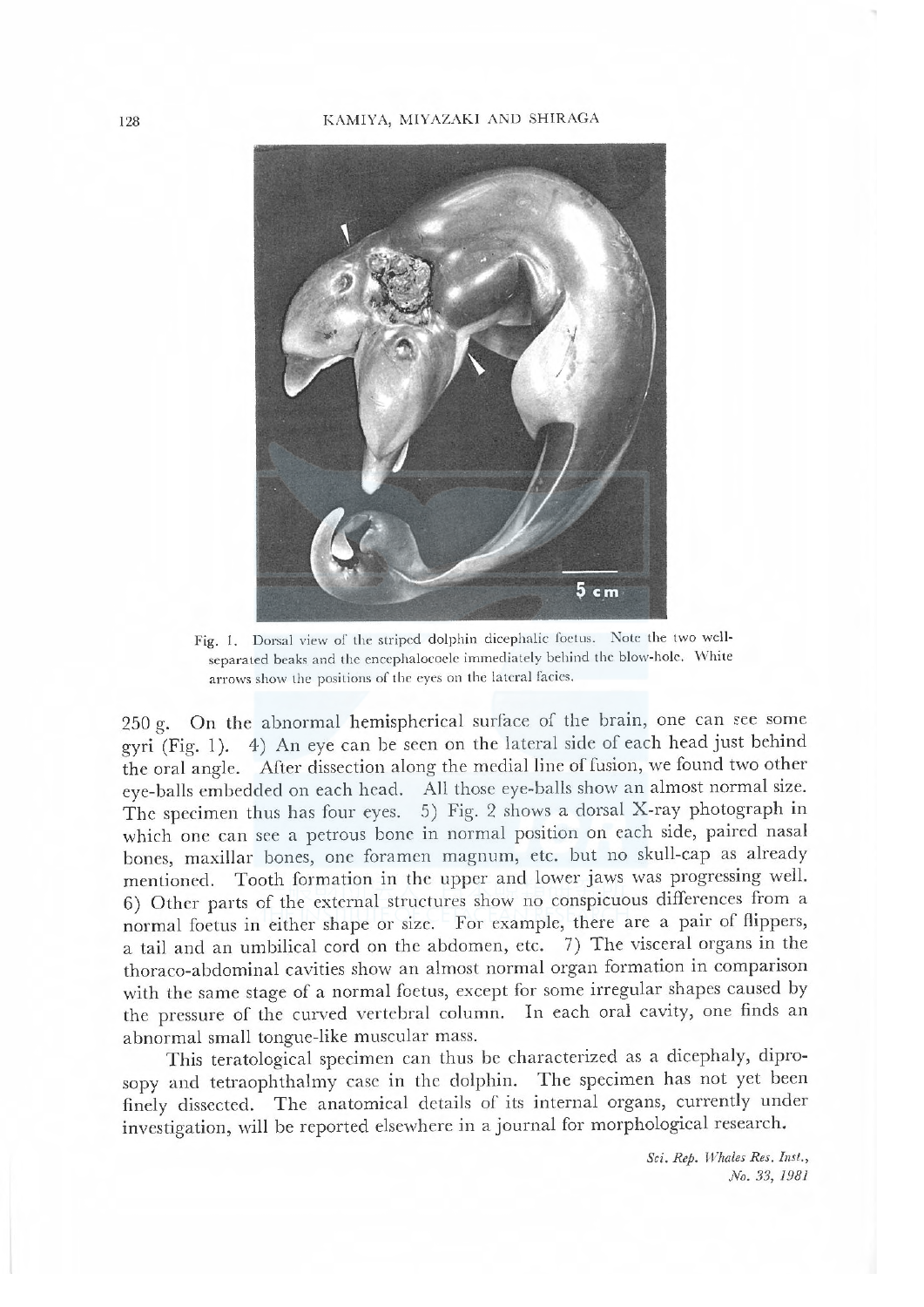Fig. 1. Dorsal view of the striped dolphin dicephalic foetus. Note the two well-separated beaks and the encephalocoele immediately behind the blow-hole. White arrows show the positions of the eyes on the lateral facies.

250 g. On the abnormal hemispherical surface of the brain, one can see some gyri (Fig. 1). 4) An eye can be seen on the lateral side of each head just behind the oral angle. After dissection along the medial line of fusion, we found two other eye-balls embedded on each head. All those eye-balls show an almost normal size. The specimen thus has four eyes. 5) Fig. 2 shows a dorsal X-ray photograph in which one can see a petrous bone in normal position on each side, paired nasal bones, maxillar bones, one foramen magnum, etc. but no skull-cap as already mentioned. Tooth formation in the upper and lower jaws was progressing well. 6) Other parts of the external structures show no conspicuous differences from a normal foetus in either shape or size. For example, there are a pair of flippers, a tail and an umbilical cord on the abdomen, etc. 7) The visceral organs in the thoraco-abdominal cavities show an almost normal organ formation in comparison with the same stage of a normal foetus, except for some irregular shapes caused by the pressure of the curved vertebral column. In each oral cavity, one finds an abnormal small tongue-like muscular mass.

This teratological specimen can thus be characterized as a dicephaly, diprosopy and tetraophthalmy case in the dolphin. The specimen has not yet been finely dissected. The anatomical details of its internal organs, currently under investigation, will be reported elsewhere in a journal for morphological research.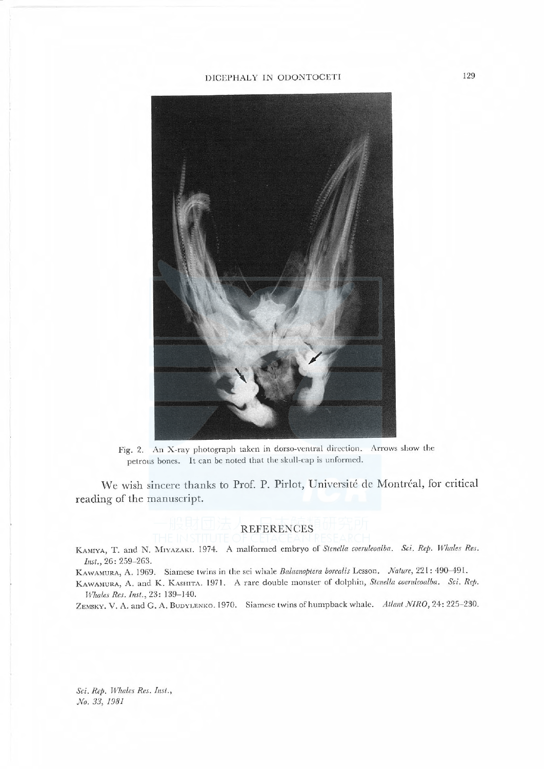Fig. 2. An X-ray photograph taken in dorso-ventral direction. Arrows show the petrous bones. It can be noted that the skull-cap is unformed.

We wish sincere thanks to Prof. P. Pirlot, Université de Montréal, for critical reading of the manuscript.

## REFERENCES

KAMIYA, T. and N. MIYAZAKI. 1974. A malformed embryo of *Stenella coeruleoalba*. *Sci. Rep. Whales Res. Inst.*, 26: 259–263.

KAWAMURA, A. 1969. Siamese twins in the sei whale *Balaenoptera borealis* Lesson. *Nature*, 221: 490–491.

KAWAMURA, A. and K. KASHITA. 1971. A rare double monster of dolphin, *Stenella coeruleoalba*. *Sci. Rep. Whales Res. Inst.*, 23: 139–140.

ZEMSKY, V. A. and G. A. BUDYLENKO. 1970. Siamese twins of humpback whale. *Atlant NIRO*, 24: 225–230.